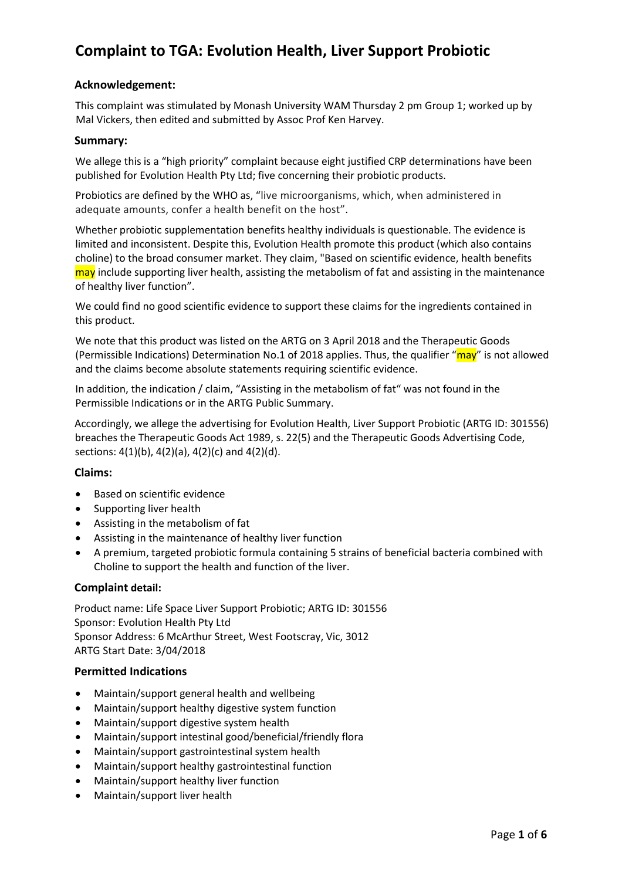# Complaint to TGA: Evolution Health, Liver Support Probiotic

### Acknowledgement:

This complaint was stimulated by Monash University WAM Thursday 2 pm Group 1; worked up by Mal Vickers, then edited and submitted by Assoc Prof Ken Harvey.

### Summary:

We allege this is a "high priority" complaint because eight justified CRP determinations have been published for Evolution Health Pty Ltd; five concerning their probiotic products.

Probiotics are defined by the WHO as, "live microorganisms, which, when administered in adequate amounts, confer a health benefit on the host".

Whether probiotic supplementation benefits healthy individuals is questionable. The evidence is limited and inconsistent. Despite this, Evolution Health promote this product (which also contains choline) to the broad consumer market. They claim, "Based on scientific evidence, health benefits may include supporting liver health, assisting the metabolism of fat and assisting in the maintenance of healthy liver function".

We could find no good scientific evidence to support these claims for the ingredients contained in this product.

We note that this product was listed on the ARTG on 3 April 2018 and the Therapeutic Goods (Permissible Indications) Determination No.1 of 2018 applies. Thus, the qualifier "may" is not allowed and the claims become absolute statements requiring scientific evidence.

In addition, the indication / claim, "Assisting in the metabolism of fat" was not found in the Permissible Indications or in the ARTG Public Summary.

Accordingly, we allege the advertising for Evolution Health, Liver Support Probiotic (ARTG ID: 301556) breaches the Therapeutic Goods Act 1989, s. 22(5) and the Therapeutic Goods Advertising Code, sections: 4(1)(b), 4(2)(a), 4(2)(c) and 4(2)(d).

### Claims:

- Based on scientific evidence
- Supporting liver health
- Assisting in the metabolism of fat
- Assisting in the maintenance of healthy liver function
- A premium, targeted probiotic formula containing 5 strains of beneficial bacteria combined with Choline to support the health and function of the liver.

### Complaint detail:

Product name: Life Space Liver Support Probiotic; ARTG ID: 301556
Sponsor: Evolution Health Pty Ltd
Sponsor Address: 6 McArthur Street, West Footscray, Vic, 3012
ARTG Start Date: 3/04/2018

### Permitted Indications

- Maintain/support general health and wellbeing
- Maintain/support healthy digestive system function
- Maintain/support digestive system health
- Maintain/support intestinal good/beneficial/friendly flora
- Maintain/support gastrointestinal system health
- Maintain/support healthy gastrointestinal function
- Maintain/support healthy liver function
- Maintain/support liver health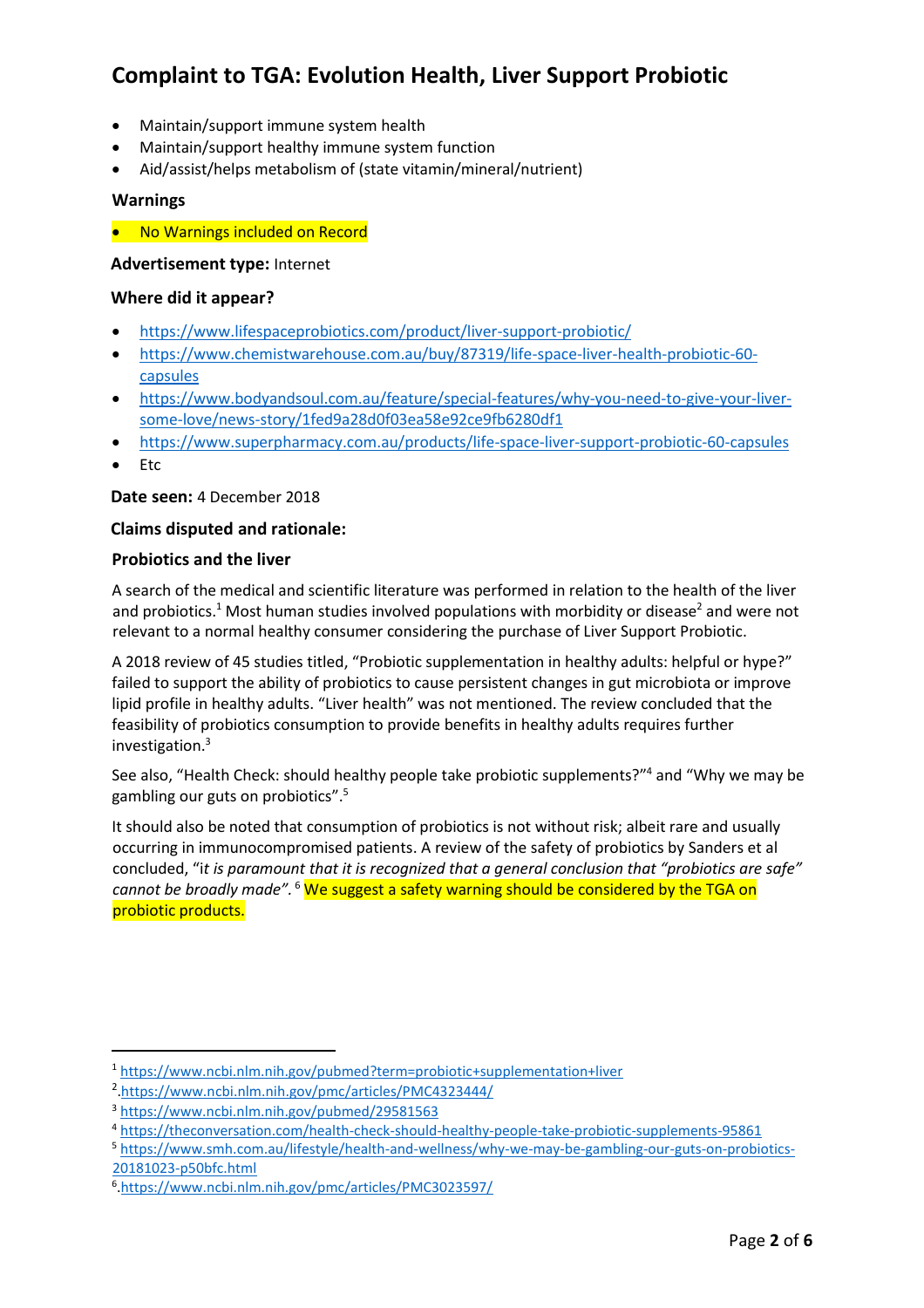# Complaint to TGA: Evolution Health, Liver Support Probiotic

- Maintain/support immune system health
- Maintain/support healthy immune system function
- Aid/assist/helps metabolism of (state vitamin/mineral/nutrient)

**Warnings**

- No Warnings included on Record

**Advertisement type:** Internet

**Where did it appear?**

- https://www.lifespaceprobiotics.com/product/liver-support-probiotic/
- https://www.chemistwarehouse.com.au/buy/87319/life-space-liver-health-probiotic-60-capsules
- https://www.bodyandsoul.com.au/feature/special-features/why-you-need-to-give-your-liver-some-love/news-story/1fed9a28d0f03ea58e92ce9fb6280df1
- https://www.superpharmacy.com.au/products/life-space-liver-support-probiotic-60-capsules
- Etc

**Date seen:** 4 December 2018

**Claims disputed and rationale:**

**Probiotics and the liver**

A search of the medical and scientific literature was performed in relation to the health of the liver and probiotics.[1] Most human studies involved populations with morbidity or disease[2] and were not relevant to a normal healthy consumer considering the purchase of Liver Support Probiotic.

A 2018 review of 45 studies titled, "Probiotic supplementation in healthy adults: helpful or hype?" failed to support the ability of probiotics to cause persistent changes in gut microbiota or improve lipid profile in healthy adults. "Liver health" was not mentioned. The review concluded that the feasibility of probiotics consumption to provide benefits in healthy adults requires further investigation.[3]

See also, "Health Check: should healthy people take probiotic supplements?"[4] and "Why we may be gambling our guts on probiotics".[5]

It should also be noted that consumption of probiotics is not without risk; albeit rare and usually occurring in immunocompromised patients. A review of the safety of probiotics by Sanders et al concluded, "*it is paramount that it is recognized that a general conclusion that "probiotics are safe" cannot be broadly made*".[6] We suggest a safety warning should be considered by the TGA on probiotic products.

---

[1] https://www.ncbi.nlm.nih.gov/pubmed?term=probiotic+supplementation+liver
[2] https://www.ncbi.nlm.nih.gov/pmc/articles/PMC4323444/
[3] https://www.ncbi.nlm.nih.gov/pubmed/29581563
[4] https://theconversation.com/health-check-should-healthy-people-take-probiotic-supplements-95861
[5] https://www.smh.com.au/lifestyle/health-and-wellness/why-we-may-be-gambling-our-guts-on-probiotics-20181023-p50bfc.html
[6] https://www.ncbi.nlm.nih.gov/pmc/articles/PMC3023597/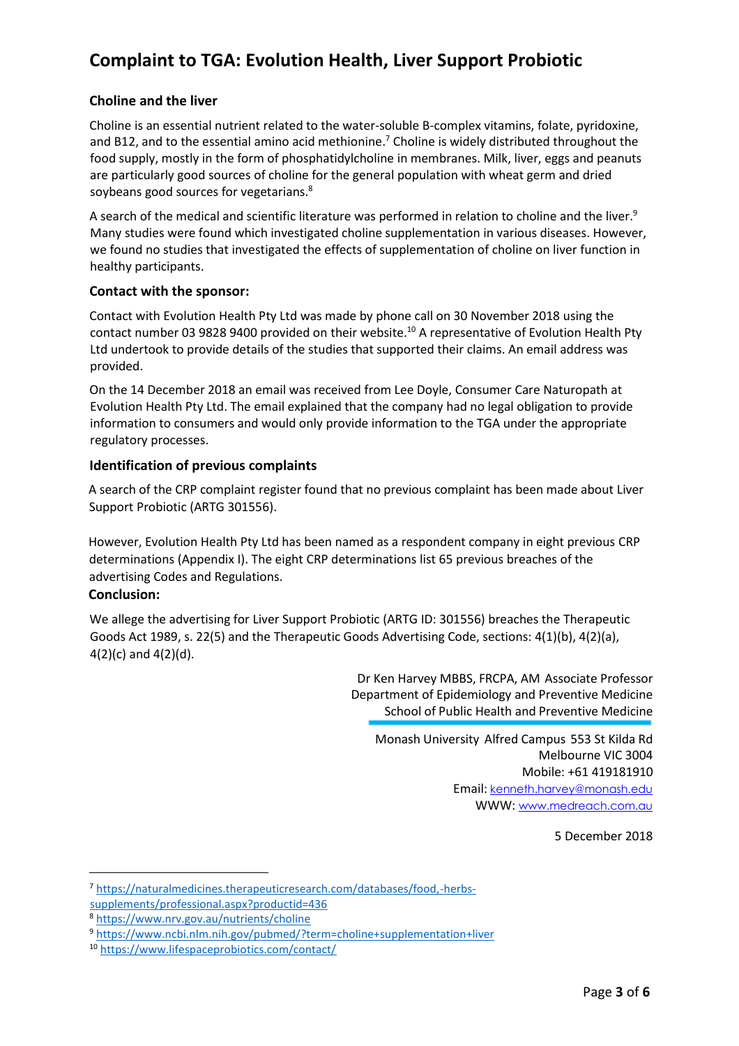### Choline and the liver

Choline is an essential nutrient related to the water-soluble B-complex vitamins, folate, pyridoxine, and B12, and to the essential amino acid methionine.[7] Choline is widely distributed throughout the food supply, mostly in the form of phosphatidylcholine in membranes. Milk, liver, eggs and peanuts are particularly good sources of choline for the general population with wheat germ and dried soybeans good sources for vegetarians.[8]

A search of the medical and scientific literature was performed in relation to choline and the liver.[9] Many studies were found which investigated choline supplementation in various diseases. However, we found no studies that investigated the effects of supplementation of choline on liver function in healthy participants.

### Contact with the sponsor:

Contact with Evolution Health Pty Ltd was made by phone call on 30 November 2018 using the contact number 03 9828 9400 provided on their website.[10] A representative of Evolution Health Pty Ltd undertook to provide details of the studies that supported their claims. An email address was provided.

On the 14 December 2018 an email was received from Lee Doyle, Consumer Care Naturopath at Evolution Health Pty Ltd. The email explained that the company had no legal obligation to provide information to consumers and would only provide information to the TGA under the appropriate regulatory processes.

### Identification of previous complaints

A search of the CRP complaint register found that no previous complaint has been made about Liver Support Probiotic (ARTG 301556).

However, Evolution Health Pty Ltd has been named as a respondent company in eight previous CRP determinations (Appendix I). The eight CRP determinations list 65 previous breaches of the advertising Codes and Regulations.

### Conclusion:

We allege the advertising for Liver Support Probiotic (ARTG ID: 301556) breaches the Therapeutic Goods Act 1989, s. 22(5) and the Therapeutic Goods Advertising Code, sections: 4(1)(b), 4(2)(a), 4(2)(c) and 4(2)(d).

Dr Ken Harvey MBBS, FRCPA, AM Associate Professor
Department of Epidemiology and Preventive Medicine
School of Public Health and Preventive Medicine

Monash University Alfred Campus 553 St Kilda Rd
Melbourne VIC 3004
Mobile: +61 419181910
Email: kenneth.harvey@monash.edu
WWW: www.medreach.com.au

5 December 2018

---

[7] https://naturalmedicines.therapeuticresearch.com/databases/food,-herbs-supplements/professional.aspx?productid=436

[8] https://www.nrv.gov.au/nutrients/choline

[9] https://www.ncbi.nlm.nih.gov/pubmed/?term=choline+supplementation+liver

[10] https://www.lifespaceprobiotics.com/contact/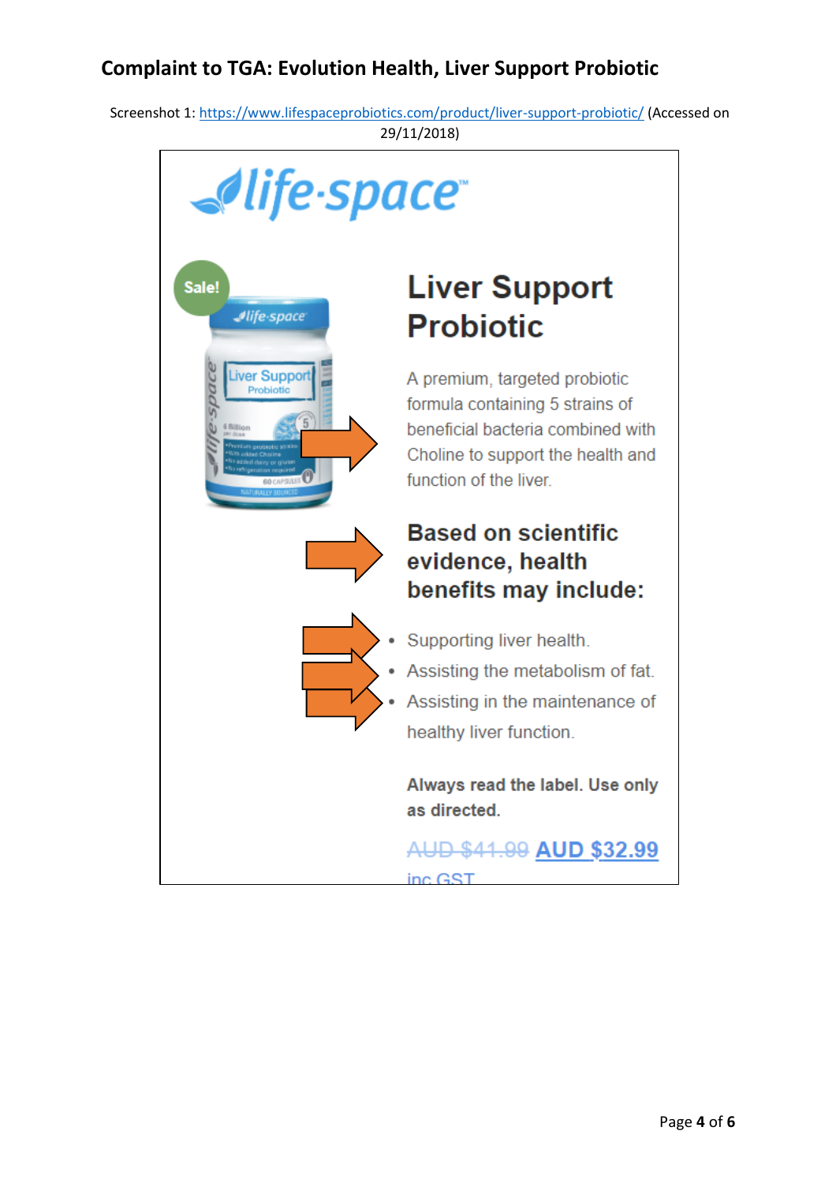# Complaint to TGA: Evolution Health, Liver Support Probiotic

Screenshot 1: [https://www.lifespaceprobiotics.com/product/liver-support-probiotic/](https://www.lifespaceprobiotics.com/product/liver-support-probiotic/) (Accessed on 29/11/2018)

life·space™

Sale!

## Liver Support Probiotic

A premium, targeted probiotic formula containing 5 strains of beneficial bacteria combined with Choline to support the health and function of the liver.

### Based on scientific evidence, health benefits may include:

- Supporting liver health.
- Assisting the metabolism of fat.
- Assisting in the maintenance of healthy liver function.

**Always read the label. Use only as directed.**

~~AUD $41.99~~ AUD $32.99 inc GST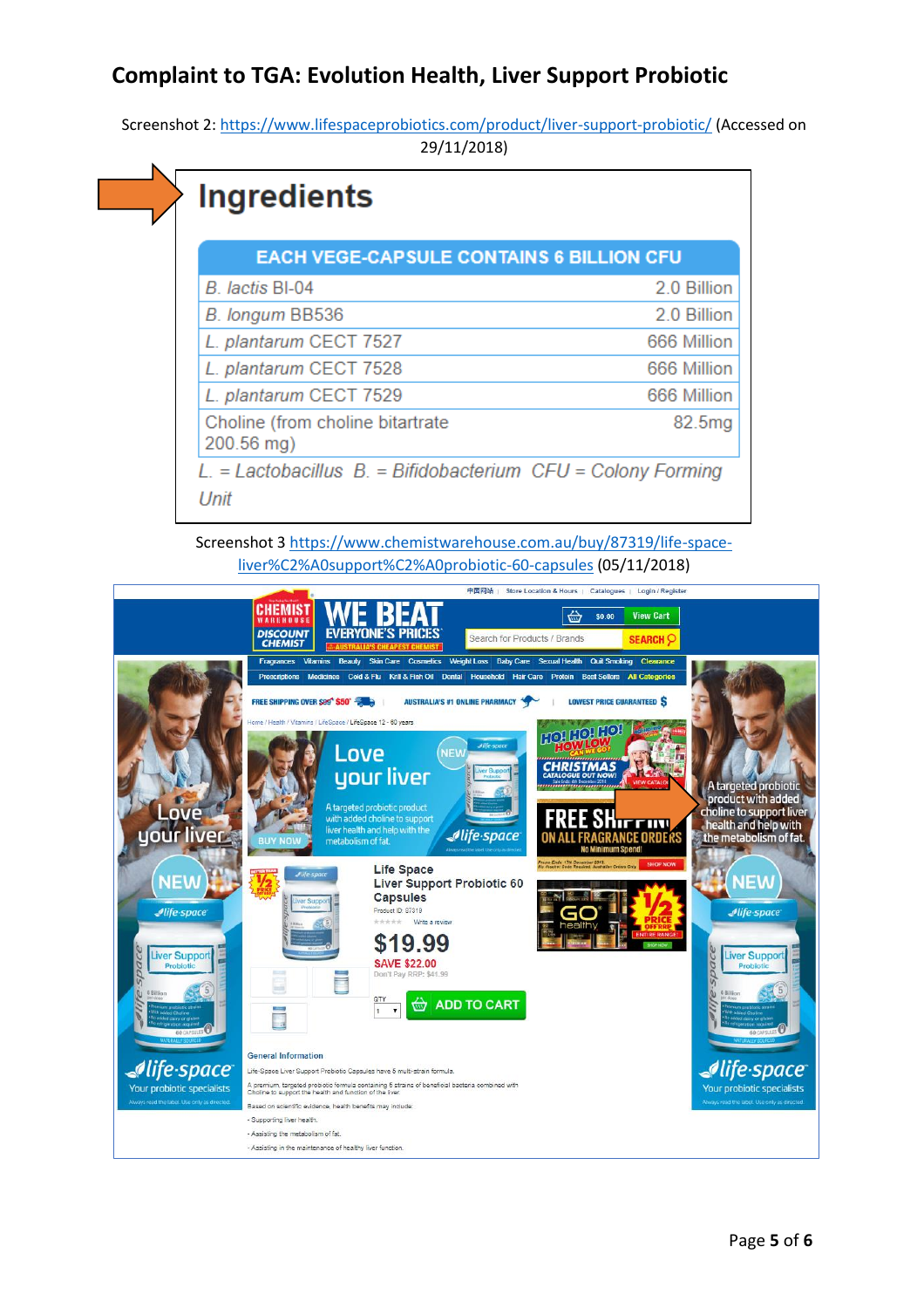# Complaint to TGA: Evolution Health, Liver Support Probiotic

Screenshot 2: https://www.lifespaceprobiotics.com/product/liver-support-probiotic/ (Accessed on 29/11/2018)

## Ingredients

| EACH VEGE-CAPSULE CONTAINS 6 BILLION CFU | |
|---|---|
| *B. lactis* Bl-04 | 2.0 Billion |
| *B. longum* BB536 | 2.0 Billion |
| *L. plantarum* CECT 7527 | 666 Million |
| *L. plantarum* CECT 7528 | 666 Million |
| *L. plantarum* CECT 7529 | 666 Million |
| Choline (from choline bitartrate 200.56 mg) | 82.5mg |

*L.* = *Lactobacillus* *B.* = *Bifidobacterium* CFU = Colony Forming Unit

Screenshot 3 https://www.chemistwarehouse.com.au/buy/87319/life-space-liver%C2%A0support%C2%A0probiotic-60-capsules (05/11/2018)

Love your liver

A targeted probiotic product with added choline to support liver health and help with the metabolism of fat.

Life Space Liver Support Probiotic 60 Capsules

Product ID: 87319

$19.99

SAVE $22.00

Don't Pay RRP: $41.99

ADD TO CART

General Information

Life-Space Liver Support Probiotic Capsules have 6 multi-strain formula.

A premium, targeted probiotic formula containing 5 strains of beneficial bacteria combined with Choline to support the health and function of the liver.

Based on scientific evidence, health benefits may include:

- Supporting liver health.
- Assisting the metabolism of fat.
- Assisting in the maintenance of healthy liver function.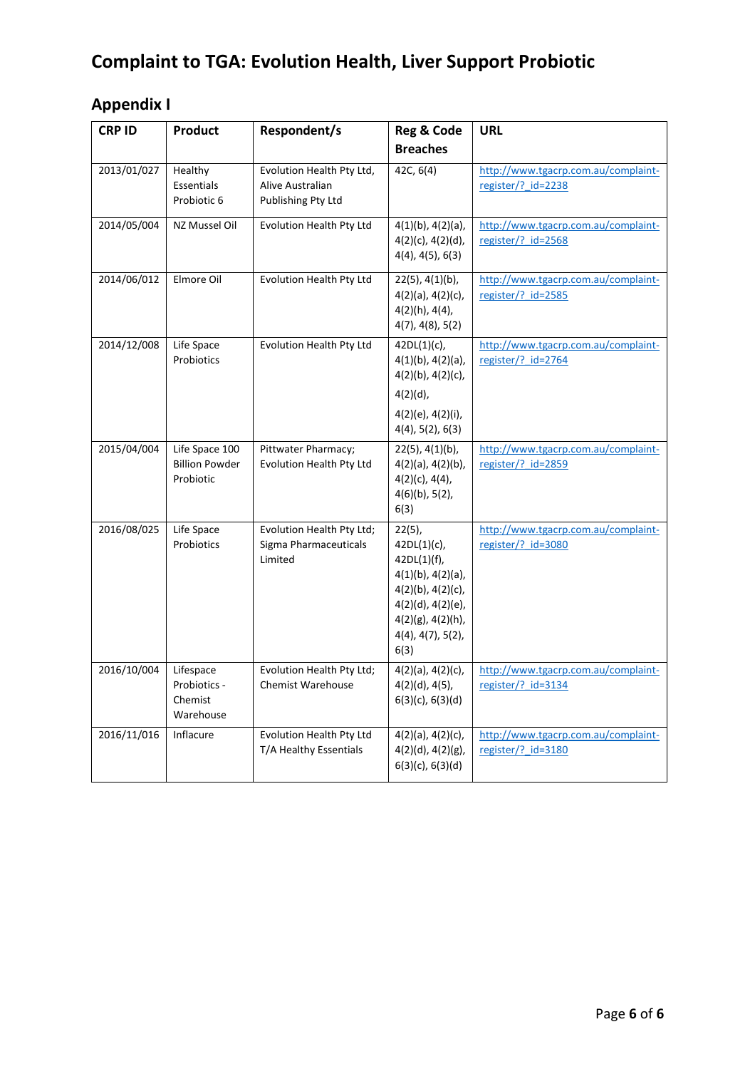# Complaint to TGA: Evolution Health, Liver Support Probiotic

## Appendix I

| CRP ID | Product | Respondent/s | Reg & Code Breaches | URL |
|---|---|---|---|---|
| 2013/01/027 | Healthy Essentials Probiotic 6 | Evolution Health Pty Ltd, Alive Australian Publishing Pty Ltd | 42C, 6(4) | http://www.tgacrp.com.au/complaint-register/?_id=2238 |
| 2014/05/004 | NZ Mussel Oil | Evolution Health Pty Ltd | 4(1)(b), 4(2)(a), 4(2)(c), 4(2)(d), 4(4), 4(5), 6(3) | http://www.tgacrp.com.au/complaint-register/?_id=2568 |
| 2014/06/012 | Elmore Oil | Evolution Health Pty Ltd | 22(5), 4(1)(b), 4(2)(a), 4(2)(c), 4(2)(h), 4(4), 4(7), 4(8), 5(2) | http://www.tgacrp.com.au/complaint-register/?_id=2585 |
| 2014/12/008 | Life Space Probiotics | Evolution Health Pty Ltd | 42DL(1)(c), 4(1)(b), 4(2)(a), 4(2)(b), 4(2)(c), 4(2)(d), 4(2)(e), 4(2)(i), 4(4), 5(2), 6(3) | http://www.tgacrp.com.au/complaint-register/?_id=2764 |
| 2015/04/004 | Life Space 100 Billion Powder Probiotic | Pittwater Pharmacy; Evolution Health Pty Ltd | 22(5), 4(1)(b), 4(2)(a), 4(2)(b), 4(2)(c), 4(4), 4(6)(b), 5(2), 6(3) | http://www.tgacrp.com.au/complaint-register/?_id=2859 |
| 2016/08/025 | Life Space Probiotics | Evolution Health Pty Ltd; Sigma Pharmaceuticals Limited | 22(5), 42DL(1)(c), 42DL(1)(f), 4(1)(b), 4(2)(a), 4(2)(b), 4(2)(c), 4(2)(d), 4(2)(e), 4(2)(g), 4(2)(h), 4(4), 4(7), 5(2), 6(3) | http://www.tgacrp.com.au/complaint-register/?_id=3080 |
| 2016/10/004 | Lifespace Probiotics - Chemist Warehouse | Evolution Health Pty Ltd; Chemist Warehouse | 4(2)(a), 4(2)(c), 4(2)(d), 4(5), 6(3)(c), 6(3)(d) | http://www.tgacrp.com.au/complaint-register/?_id=3134 |
| 2016/11/016 | Inflacure | Evolution Health Pty Ltd T/A Healthy Essentials | 4(2)(a), 4(2)(c), 4(2)(d), 4(2)(g), 6(3)(c), 6(3)(d) | http://www.tgacrp.com.au/complaint-register/?_id=3180 |